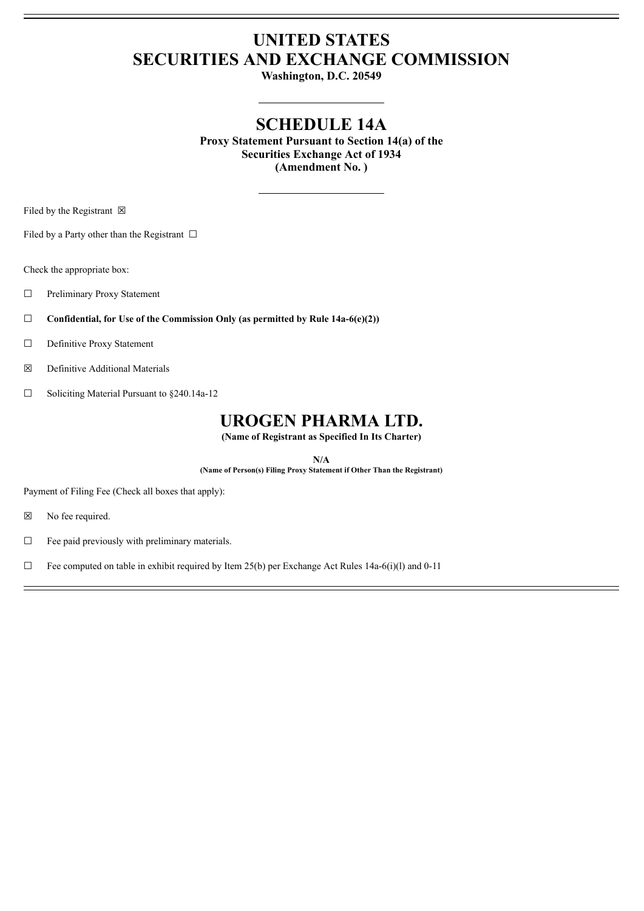# UNITED STATES
# SECURITIES AND EXCHANGE COMMISSION

**Washington, D.C. 20549**

---

# SCHEDULE 14A

**Proxy Statement Pursuant to Section 14(a) of the Securities Exchange Act of 1934 (Amendment No. )**

---

Filed by the Registrant ☒

Filed by a Party other than the Registrant ☐

Check the appropriate box:

☐ Preliminary Proxy Statement

☐ **Confidential, for Use of the Commission Only (as permitted by Rule 14a-6(e)(2))**

☐ Definitive Proxy Statement

☒ Definitive Additional Materials

☐ Soliciting Material Pursuant to §240.14a-12

# UROGEN PHARMA LTD.

**(Name of Registrant as Specified In Its Charter)**

**N/A**

**(Name of Person(s) Filing Proxy Statement if Other Than the Registrant)**

Payment of Filing Fee (Check all boxes that apply):

☒ No fee required.

☐ Fee paid previously with preliminary materials.

☐ Fee computed on table in exhibit required by Item 25(b) per Exchange Act Rules 14a-6(i)(l) and 0-11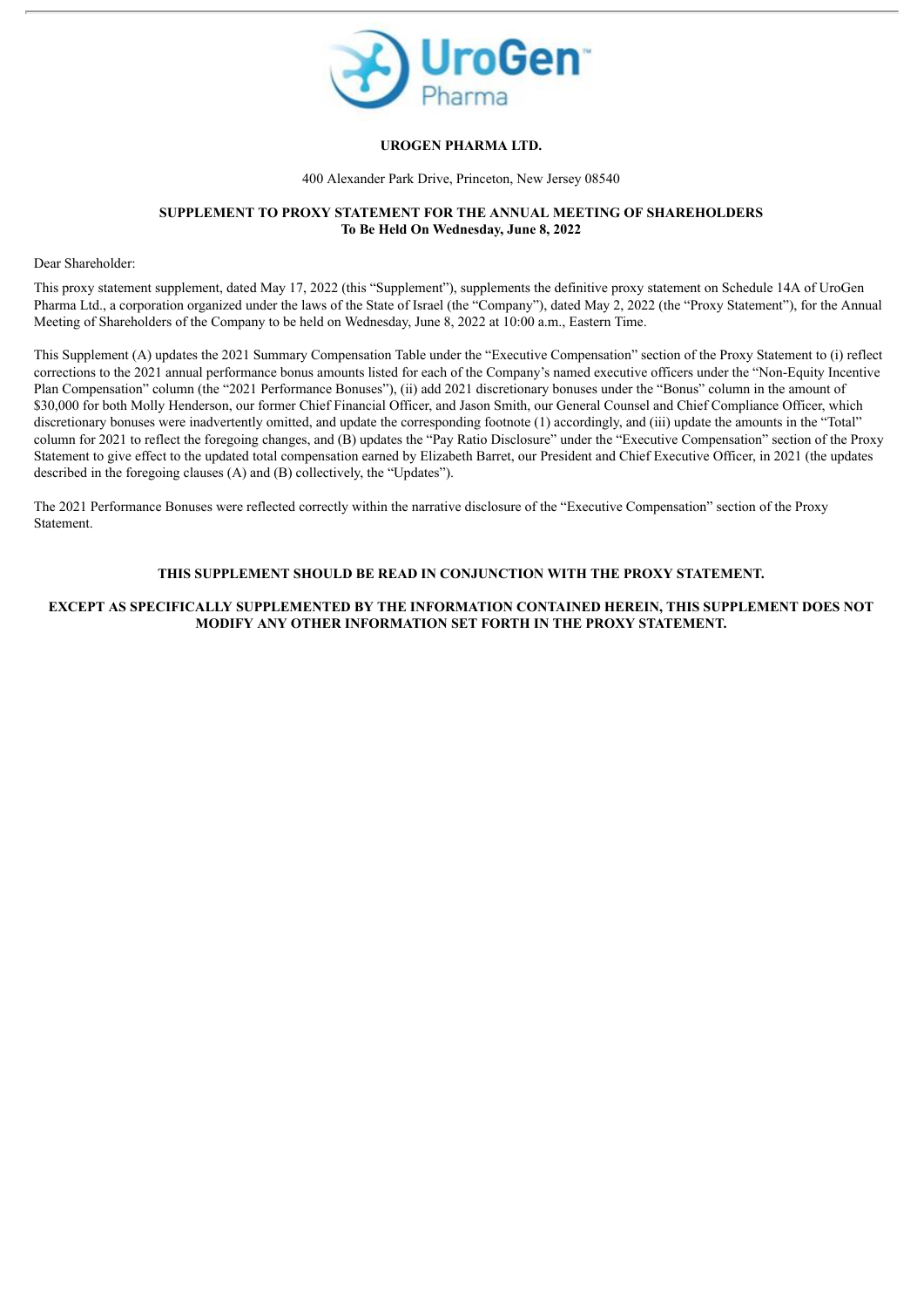**UROGEN PHARMA LTD.**

400 Alexander Park Drive, Princeton, New Jersey 08540

**SUPPLEMENT TO PROXY STATEMENT FOR THE ANNUAL MEETING OF SHAREHOLDERS**
**To Be Held On Wednesday, June 8, 2022**

Dear Shareholder:

This proxy statement supplement, dated May 17, 2022 (this "Supplement"), supplements the definitive proxy statement on Schedule 14A of UroGen Pharma Ltd., a corporation organized under the laws of the State of Israel (the "Company"), dated May 2, 2022 (the "Proxy Statement"), for the Annual Meeting of Shareholders of the Company to be held on Wednesday, June 8, 2022 at 10:00 a.m., Eastern Time.

This Supplement (A) updates the 2021 Summary Compensation Table under the "Executive Compensation" section of the Proxy Statement to (i) reflect corrections to the 2021 annual performance bonus amounts listed for each of the Company's named executive officers under the "Non-Equity Incentive Plan Compensation" column (the "2021 Performance Bonuses"), (ii) add 2021 discretionary bonuses under the "Bonus" column in the amount of $30,000 for both Molly Henderson, our former Chief Financial Officer, and Jason Smith, our General Counsel and Chief Compliance Officer, which discretionary bonuses were inadvertently omitted, and update the corresponding footnote (1) accordingly, and (iii) update the amounts in the "Total" column for 2021 to reflect the foregoing changes, and (B) updates the "Pay Ratio Disclosure" under the "Executive Compensation" section of the Proxy Statement to give effect to the updated total compensation earned by Elizabeth Barret, our President and Chief Executive Officer, in 2021 (the updates described in the foregoing clauses (A) and (B) collectively, the "Updates").

The 2021 Performance Bonuses were reflected correctly within the narrative disclosure of the "Executive Compensation" section of the Proxy Statement.

**THIS SUPPLEMENT SHOULD BE READ IN CONJUNCTION WITH THE PROXY STATEMENT.**

**EXCEPT AS SPECIFICALLY SUPPLEMENTED BY THE INFORMATION CONTAINED HEREIN, THIS SUPPLEMENT DOES NOT MODIFY ANY OTHER INFORMATION SET FORTH IN THE PROXY STATEMENT.**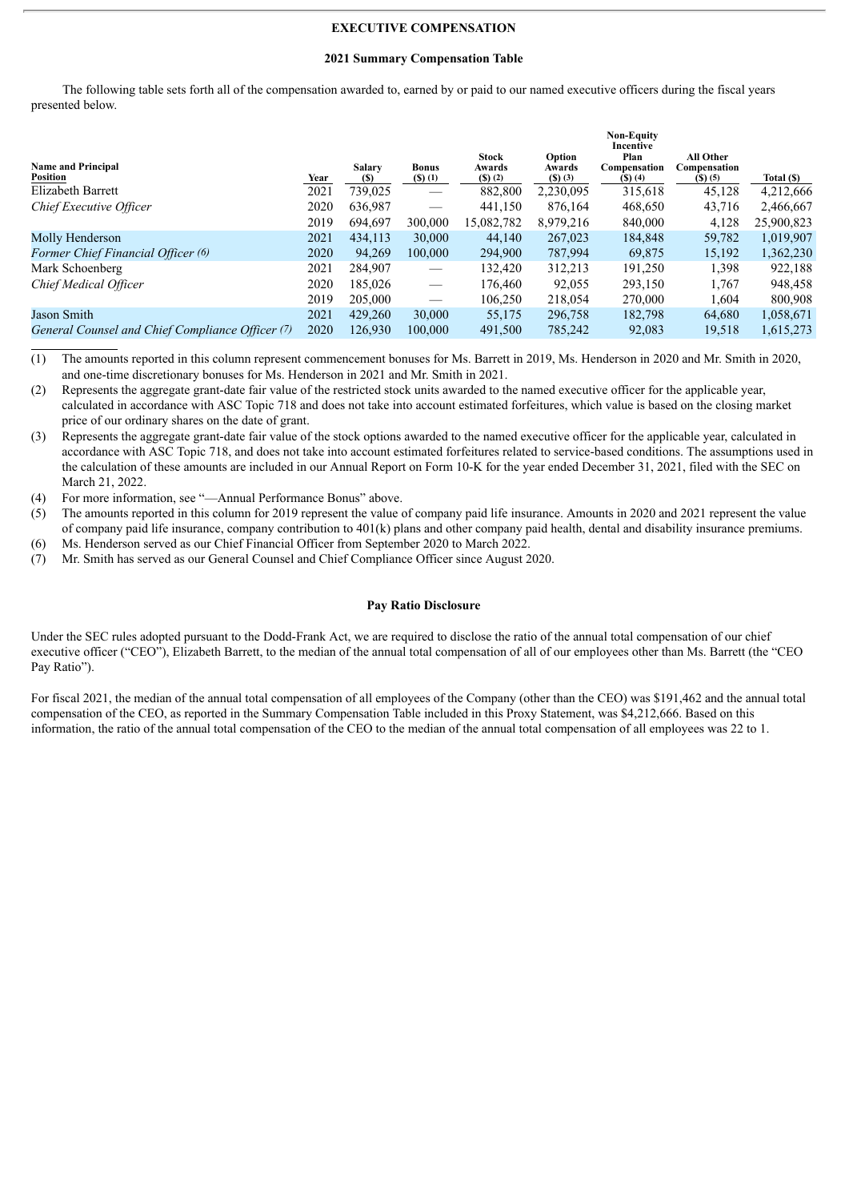## EXECUTIVE COMPENSATION

### 2021 Summary Compensation Table

The following table sets forth all of the compensation awarded to, earned by or paid to our named executive officers during the fiscal years presented below.

| Name and Principal Position | Year | Salary ($) | Bonus ($) (1) | Stock Awards ($) (2) | Option Awards ($) (3) | Non-Equity Incentive Plan Compensation ($) (4) | All Other Compensation ($) (5) | Total ($) |
|---|---|---|---|---|---|---|---|---|
| Elizabeth Barrett | 2021 | 739,025 | — | 882,800 | 2,230,095 | 315,618 | 45,128 | 4,212,666 |
| *Chief Executive Officer* | 2020 | 636,987 | — | 441,150 | 876,164 | 468,650 | 43,716 | 2,466,667 |
| | 2019 | 694,697 | 300,000 | 15,082,782 | 8,979,216 | 840,000 | 4,128 | 25,900,823 |
| Molly Henderson | 2021 | 434,113 | 30,000 | 44,140 | 267,023 | 184,848 | 59,782 | 1,019,907 |
| *Former Chief Financial Officer (6)* | 2020 | 94,269 | 100,000 | 294,900 | 787,994 | 69,875 | 15,192 | 1,362,230 |
| Mark Schoenberg | 2021 | 284,907 | — | 132,420 | 312,213 | 191,250 | 1,398 | 922,188 |
| *Chief Medical Officer* | 2020 | 185,026 | — | 176,460 | 92,055 | 293,150 | 1,767 | 948,458 |
| | 2019 | 205,000 | — | 106,250 | 218,054 | 270,000 | 1,604 | 800,908 |
| Jason Smith | 2021 | 429,260 | 30,000 | 55,175 | 296,758 | 182,798 | 64,680 | 1,058,671 |
| *General Counsel and Chief Compliance Officer (7)* | 2020 | 126,930 | 100,000 | 491,500 | 785,242 | 92,083 | 19,518 | 1,615,273 |

(1) The amounts reported in this column represent commencement bonuses for Ms. Barrett in 2019, Ms. Henderson in 2020 and Mr. Smith in 2020, and one-time discretionary bonuses for Ms. Henderson in 2021 and Mr. Smith in 2021.

(2) Represents the aggregate grant-date fair value of the restricted stock units awarded to the named executive officer for the applicable year, calculated in accordance with ASC Topic 718 and does not take into account estimated forfeitures, which value is based on the closing market price of our ordinary shares on the date of grant.

(3) Represents the aggregate grant-date fair value of the stock options awarded to the named executive officer for the applicable year, calculated in accordance with ASC Topic 718, and does not take into account estimated forfeitures related to service-based conditions. The assumptions used in the calculation of these amounts are included in our Annual Report on Form 10-K for the year ended December 31, 2021, filed with the SEC on March 21, 2022.

(4) For more information, see "—Annual Performance Bonus" above.

(5) The amounts reported in this column for 2019 represent the value of company paid life insurance. Amounts in 2020 and 2021 represent the value of company paid life insurance, company contribution to 401(k) plans and other company paid health, dental and disability insurance premiums.

(6) Ms. Henderson served as our Chief Financial Officer from September 2020 to March 2022.

(7) Mr. Smith has served as our General Counsel and Chief Compliance Officer since August 2020.

### Pay Ratio Disclosure

Under the SEC rules adopted pursuant to the Dodd-Frank Act, we are required to disclose the ratio of the annual total compensation of our chief executive officer ("CEO"), Elizabeth Barrett, to the median of the annual total compensation of all of our employees other than Ms. Barrett (the "CEO Pay Ratio").

For fiscal 2021, the median of the annual total compensation of all employees of the Company (other than the CEO) was $191,462 and the annual total compensation of the CEO, as reported in the Summary Compensation Table included in this Proxy Statement, was $4,212,666. Based on this information, the ratio of the annual total compensation of the CEO to the median of the annual total compensation of all employees was 22 to 1.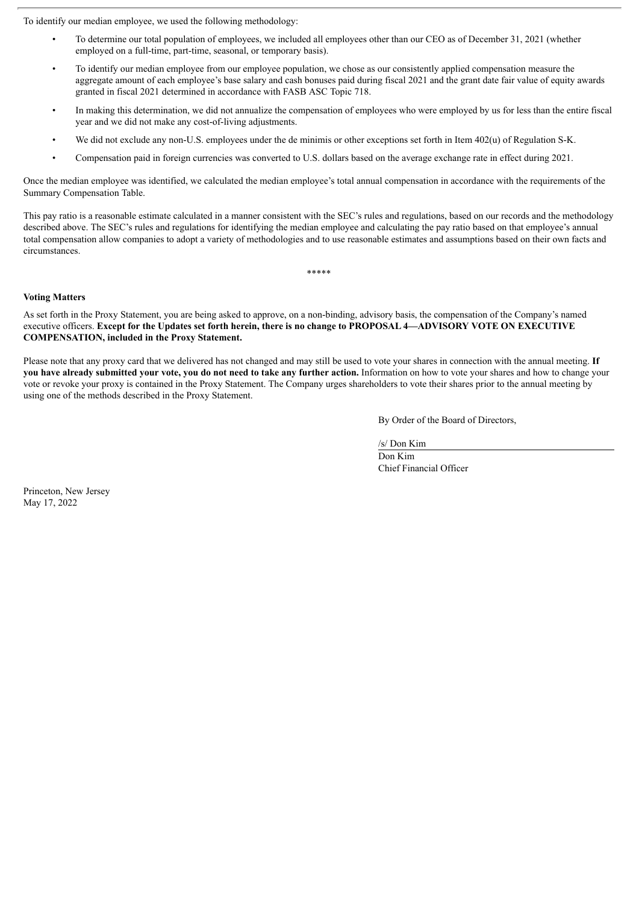To identify our median employee, we used the following methodology:

- To determine our total population of employees, we included all employees other than our CEO as of December 31, 2021 (whether employed on a full-time, part-time, seasonal, or temporary basis).
- To identify our median employee from our employee population, we chose as our consistently applied compensation measure the aggregate amount of each employee's base salary and cash bonuses paid during fiscal 2021 and the grant date fair value of equity awards granted in fiscal 2021 determined in accordance with FASB ASC Topic 718.
- In making this determination, we did not annualize the compensation of employees who were employed by us for less than the entire fiscal year and we did not make any cost-of-living adjustments.
- We did not exclude any non-U.S. employees under the de minimis or other exceptions set forth in Item 402(u) of Regulation S-K.
- Compensation paid in foreign currencies was converted to U.S. dollars based on the average exchange rate in effect during 2021.

Once the median employee was identified, we calculated the median employee's total annual compensation in accordance with the requirements of the Summary Compensation Table.

This pay ratio is a reasonable estimate calculated in a manner consistent with the SEC's rules and regulations, based on our records and the methodology described above. The SEC's rules and regulations for identifying the median employee and calculating the pay ratio based on that employee's annual total compensation allow companies to adopt a variety of methodologies and to use reasonable estimates and assumptions based on their own facts and circumstances.

*****

**Voting Matters**

As set forth in the Proxy Statement, you are being asked to approve, on a non-binding, advisory basis, the compensation of the Company's named executive officers. **Except for the Updates set forth herein, there is no change to PROPOSAL 4—ADVISORY VOTE ON EXECUTIVE COMPENSATION, included in the Proxy Statement.**

Please note that any proxy card that we delivered has not changed and may still be used to vote your shares in connection with the annual meeting. **If you have already submitted your vote, you do not need to take any further action.** Information on how to vote your shares and how to change your vote or revoke your proxy is contained in the Proxy Statement. The Company urges shareholders to vote their shares prior to the annual meeting by using one of the methods described in the Proxy Statement.

By Order of the Board of Directors,

/s/ Don Kim

Don Kim
Chief Financial Officer

Princeton, New Jersey
May 17, 2022